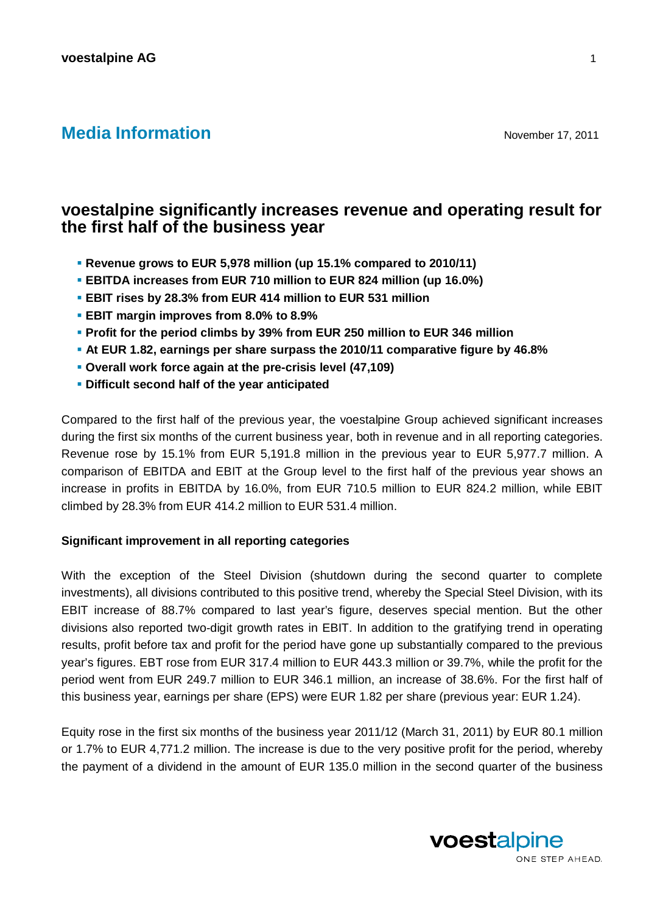## Media Information

November 17, 2011

# voestalpine significantly increases revenue and operating result for the first half of the business year

- **Revenue grows to EUR 5,978 million (up 15.1% compared to 2010/11)**
- **EBITDA increases from EUR 710 million to EUR 824 million (up 16.0%)**
- **EBIT rises by 28.3% from EUR 414 million to EUR 531 million**
- **EBIT margin improves from 8.0% to 8.9%**
- **Profit for the period climbs by 39% from EUR 250 million to EUR 346 million**
- **At EUR 1.82, earnings per share surpass the 2010/11 comparative figure by 46.8%**
- **Overall work force again at the pre-crisis level (47,109)**
- **Difficult second half of the year anticipated**

Compared to the first half of the previous year, the voestalpine Group achieved significant increases during the first six months of the current business year, both in revenue and in all reporting categories. Revenue rose by 15.1% from EUR 5,191.8 million in the previous year to EUR 5,977.7 million. A comparison of EBITDA and EBIT at the Group level to the first half of the previous year shows an increase in profits in EBITDA by 16.0%, from EUR 710.5 million to EUR 824.2 million, while EBIT climbed by 28.3% from EUR 414.2 million to EUR 531.4 million.

**Significant improvement in all reporting categories**

With the exception of the Steel Division (shutdown during the second quarter to complete investments), all divisions contributed to this positive trend, whereby the Special Steel Division, with its EBIT increase of 88.7% compared to last year's figure, deserves special mention. But the other divisions also reported two-digit growth rates in EBIT. In addition to the gratifying trend in operating results, profit before tax and profit for the period have gone up substantially compared to the previous year's figures. EBT rose from EUR 317.4 million to EUR 443.3 million or 39.7%, while the profit for the period went from EUR 249.7 million to EUR 346.1 million, an increase of 38.6%. For the first half of this business year, earnings per share (EPS) were EUR 1.82 per share (previous year: EUR 1.24).

Equity rose in the first six months of the business year 2011/12 (March 31, 2011) by EUR 80.1 million or 1.7% to EUR 4,771.2 million. The increase is due to the very positive profit for the period, whereby the payment of a dividend in the amount of EUR 135.0 million in the second quarter of the business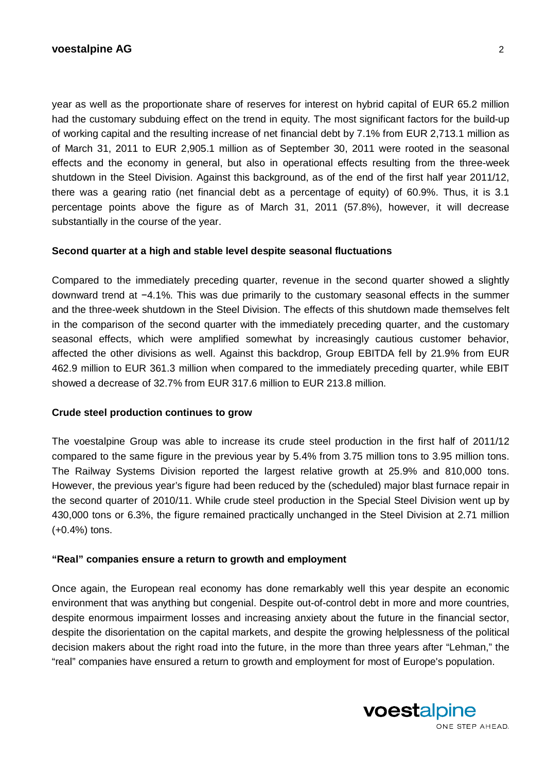year as well as the proportionate share of reserves for interest on hybrid capital of EUR 65.2 million had the customary subduing effect on the trend in equity. The most significant factors for the build-up of working capital and the resulting increase of net financial debt by 7.1% from EUR 2,713.1 million as of March 31, 2011 to EUR 2,905.1 million as of September 30, 2011 were rooted in the seasonal effects and the economy in general, but also in operational effects resulting from the three-week shutdown in the Steel Division. Against this background, as of the end of the first half year 2011/12, there was a gearing ratio (net financial debt as a percentage of equity) of 60.9%. Thus, it is 3.1 percentage points above the figure as of March 31, 2011 (57.8%), however, it will decrease substantially in the course of the year.

**Second quarter at a high and stable level despite seasonal fluctuations**

Compared to the immediately preceding quarter, revenue in the second quarter showed a slightly downward trend at −4.1%. This was due primarily to the customary seasonal effects in the summer and the three-week shutdown in the Steel Division. The effects of this shutdown made themselves felt in the comparison of the second quarter with the immediately preceding quarter, and the customary seasonal effects, which were amplified somewhat by increasingly cautious customer behavior, affected the other divisions as well. Against this backdrop, Group EBITDA fell by 21.9% from EUR 462.9 million to EUR 361.3 million when compared to the immediately preceding quarter, while EBIT showed a decrease of 32.7% from EUR 317.6 million to EUR 213.8 million.

**Crude steel production continues to grow**

The voestalpine Group was able to increase its crude steel production in the first half of 2011/12 compared to the same figure in the previous year by 5.4% from 3.75 million tons to 3.95 million tons. The Railway Systems Division reported the largest relative growth at 25.9% and 810,000 tons. However, the previous year's figure had been reduced by the (scheduled) major blast furnace repair in the second quarter of 2010/11. While crude steel production in the Special Steel Division went up by 430,000 tons or 6.3%, the figure remained practically unchanged in the Steel Division at 2.71 million (+0.4%) tons.

**"Real" companies ensure a return to growth and employment**

Once again, the European real economy has done remarkably well this year despite an economic environment that was anything but congenial. Despite out-of-control debt in more and more countries, despite enormous impairment losses and increasing anxiety about the future in the financial sector, despite the disorientation on the capital markets, and despite the growing helplessness of the political decision makers about the right road into the future, in the more than three years after "Lehman," the "real" companies have ensured a return to growth and employment for most of Europe's population.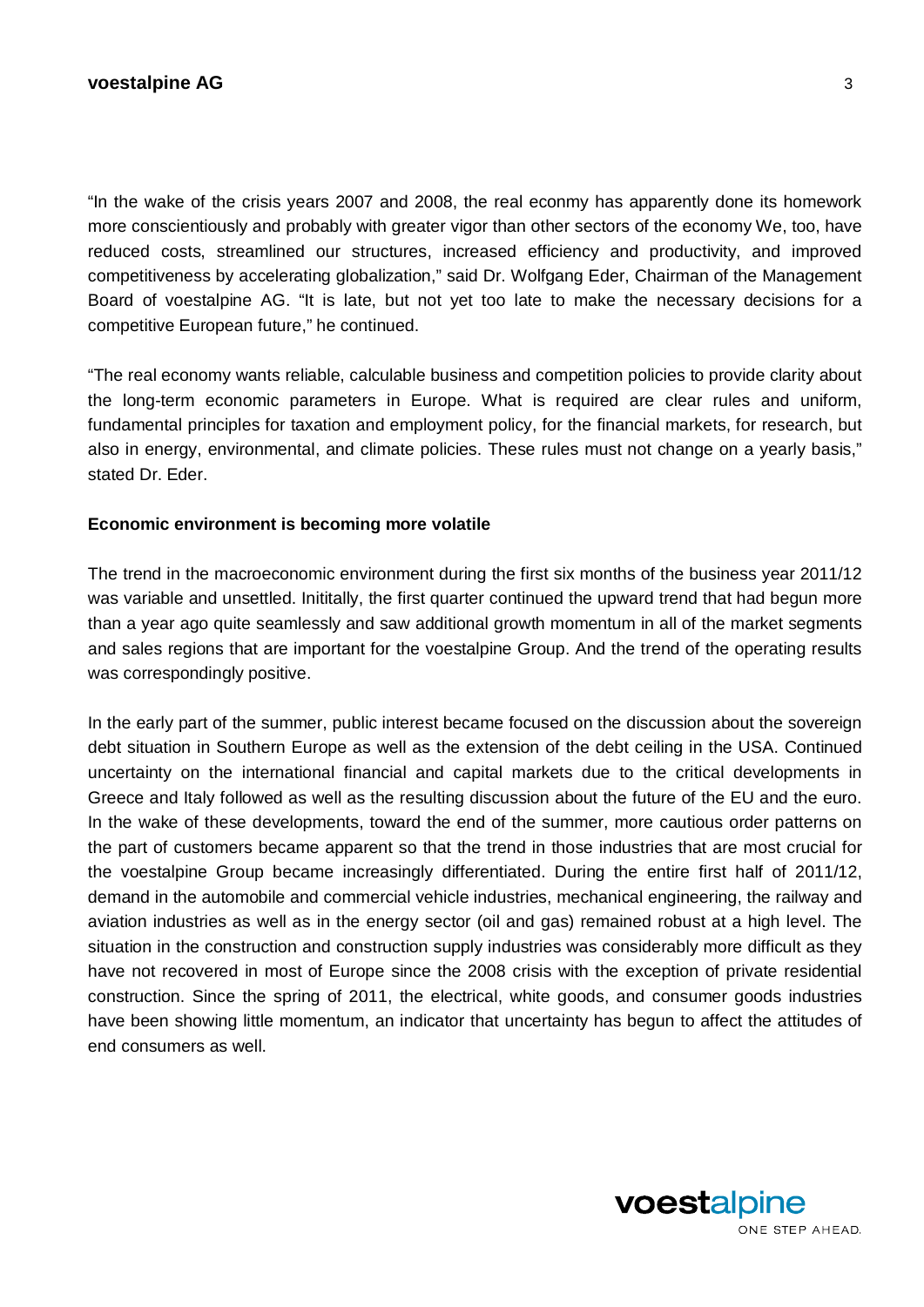"In the wake of the crisis years 2007 and 2008, the real econmy has apparently done its homework more conscientiously and probably with greater vigor than other sectors of the economy We, too, have reduced costs, streamlined our structures, increased efficiency and productivity, and improved competitiveness by accelerating globalization," said Dr. Wolfgang Eder, Chairman of the Management Board of voestalpine AG. "It is late, but not yet too late to make the necessary decisions for a competitive European future," he continued.

"The real economy wants reliable, calculable business and competition policies to provide clarity about the long-term economic parameters in Europe. What is required are clear rules and uniform, fundamental principles for taxation and employment policy, for the financial markets, for research, but also in energy, environmental, and climate policies. These rules must not change on a yearly basis," stated Dr. Eder.

**Economic environment is becoming more volatile**

The trend in the macroeconomic environment during the first six months of the business year 2011/12 was variable and unsettled. Inititally, the first quarter continued the upward trend that had begun more than a year ago quite seamlessly and saw additional growth momentum in all of the market segments and sales regions that are important for the voestalpine Group. And the trend of the operating results was correspondingly positive.

In the early part of the summer, public interest became focused on the discussion about the sovereign debt situation in Southern Europe as well as the extension of the debt ceiling in the USA. Continued uncertainty on the international financial and capital markets due to the critical developments in Greece and Italy followed as well as the resulting discussion about the future of the EU and the euro. In the wake of these developments, toward the end of the summer, more cautious order patterns on the part of customers became apparent so that the trend in those industries that are most crucial for the voestalpine Group became increasingly differentiated. During the entire first half of 2011/12, demand in the automobile and commercial vehicle industries, mechanical engineering, the railway and aviation industries as well as in the energy sector (oil and gas) remained robust at a high level. The situation in the construction and construction supply industries was considerably more difficult as they have not recovered in most of Europe since the 2008 crisis with the exception of private residential construction. Since the spring of 2011, the electrical, white goods, and consumer goods industries have been showing little momentum, an indicator that uncertainty has begun to affect the attitudes of end consumers as well.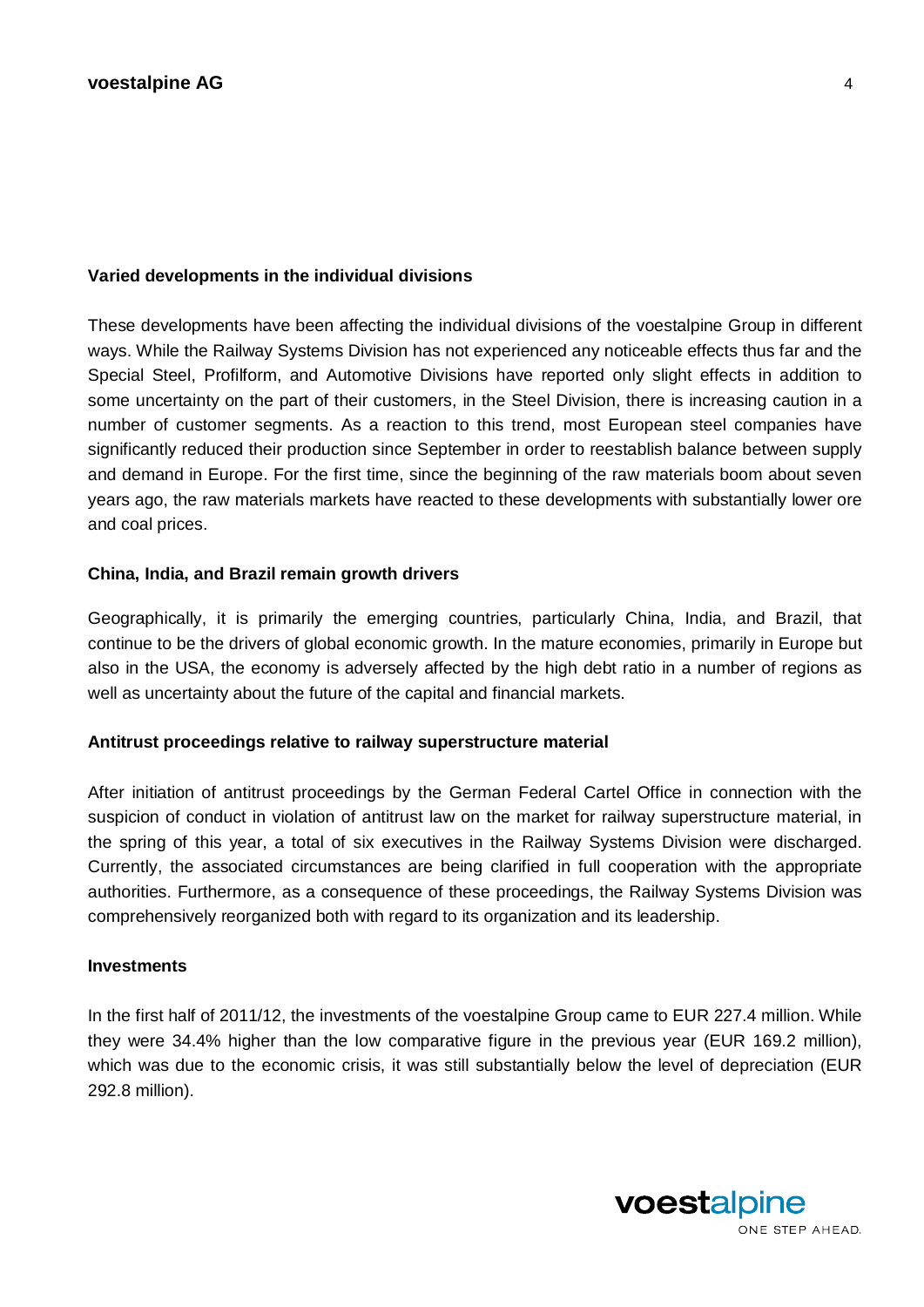## Varied developments in the individual divisions

These developments have been affecting the individual divisions of the voestalpine Group in different ways. While the Railway Systems Division has not experienced any noticeable effects thus far and the Special Steel, Profilform, and Automotive Divisions have reported only slight effects in addition to some uncertainty on the part of their customers, in the Steel Division, there is increasing caution in a number of customer segments. As a reaction to this trend, most European steel companies have significantly reduced their production since September in order to reestablish balance between supply and demand in Europe. For the first time, since the beginning of the raw materials boom about seven years ago, the raw materials markets have reacted to these developments with substantially lower ore and coal prices.

## China, India, and Brazil remain growth drivers

Geographically, it is primarily the emerging countries, particularly China, India, and Brazil, that continue to be the drivers of global economic growth. In the mature economies, primarily in Europe but also in the USA, the economy is adversely affected by the high debt ratio in a number of regions as well as uncertainty about the future of the capital and financial markets.

## Antitrust proceedings relative to railway superstructure material

After initiation of antitrust proceedings by the German Federal Cartel Office in connection with the suspicion of conduct in violation of antitrust law on the market for railway superstructure material, in the spring of this year, a total of six executives in the Railway Systems Division were discharged. Currently, the associated circumstances are being clarified in full cooperation with the appropriate authorities. Furthermore, as a consequence of these proceedings, the Railway Systems Division was comprehensively reorganized both with regard to its organization and its leadership.

## Investments

In the first half of 2011/12, the investments of the voestalpine Group came to EUR 227.4 million. While they were 34.4% higher than the low comparative figure in the previous year (EUR 169.2 million), which was due to the economic crisis, it was still substantially below the level of depreciation (EUR 292.8 million).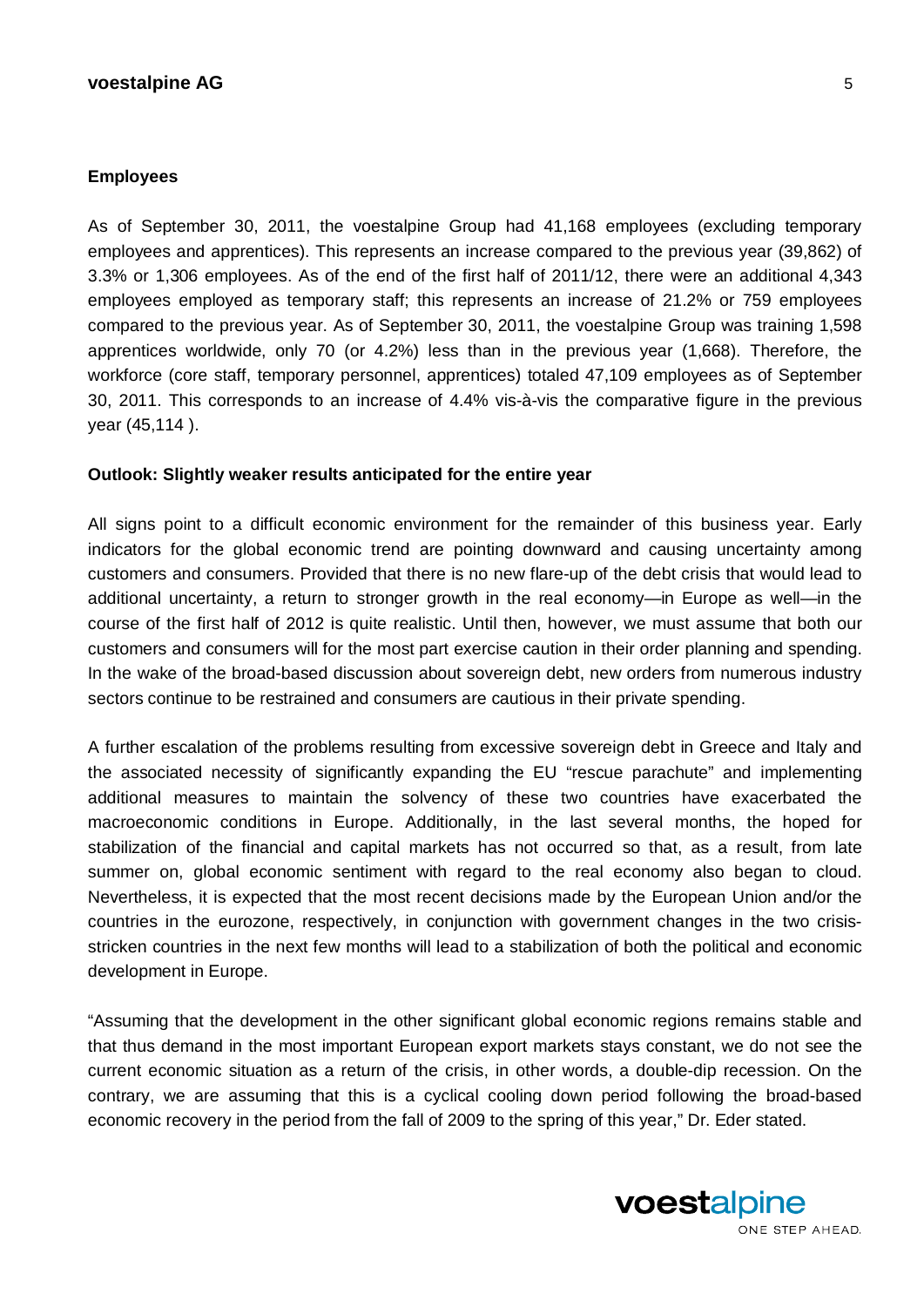## Employees

As of September 30, 2011, the voestalpine Group had 41,168 employees (excluding temporary employees and apprentices). This represents an increase compared to the previous year (39,862) of 3.3% or 1,306 employees. As of the end of the first half of 2011/12, there were an additional 4,343 employees employed as temporary staff; this represents an increase of 21.2% or 759 employees compared to the previous year. As of September 30, 2011, the voestalpine Group was training 1,598 apprentices worldwide, only 70 (or 4.2%) less than in the previous year (1,668). Therefore, the workforce (core staff, temporary personnel, apprentices) totaled 47,109 employees as of September 30, 2011. This corresponds to an increase of 4.4% vis-à-vis the comparative figure in the previous year (45,114 ).

## Outlook: Slightly weaker results anticipated for the entire year

All signs point to a difficult economic environment for the remainder of this business year. Early indicators for the global economic trend are pointing downward and causing uncertainty among customers and consumers. Provided that there is no new flare-up of the debt crisis that would lead to additional uncertainty, a return to stronger growth in the real economy—in Europe as well—in the course of the first half of 2012 is quite realistic. Until then, however, we must assume that both our customers and consumers will for the most part exercise caution in their order planning and spending. In the wake of the broad-based discussion about sovereign debt, new orders from numerous industry sectors continue to be restrained and consumers are cautious in their private spending.

A further escalation of the problems resulting from excessive sovereign debt in Greece and Italy and the associated necessity of significantly expanding the EU "rescue parachute" and implementing additional measures to maintain the solvency of these two countries have exacerbated the macroeconomic conditions in Europe. Additionally, in the last several months, the hoped for stabilization of the financial and capital markets has not occurred so that, as a result, from late summer on, global economic sentiment with regard to the real economy also began to cloud. Nevertheless, it is expected that the most recent decisions made by the European Union and/or the countries in the eurozone, respectively, in conjunction with government changes in the two crisis-stricken countries in the next few months will lead to a stabilization of both the political and economic development in Europe.

"Assuming that the development in the other significant global economic regions remains stable and that thus demand in the most important European export markets stays constant, we do not see the current economic situation as a return of the crisis, in other words, a double-dip recession. On the contrary, we are assuming that this is a cyclical cooling down period following the broad-based economic recovery in the period from the fall of 2009 to the spring of this year," Dr. Eder stated.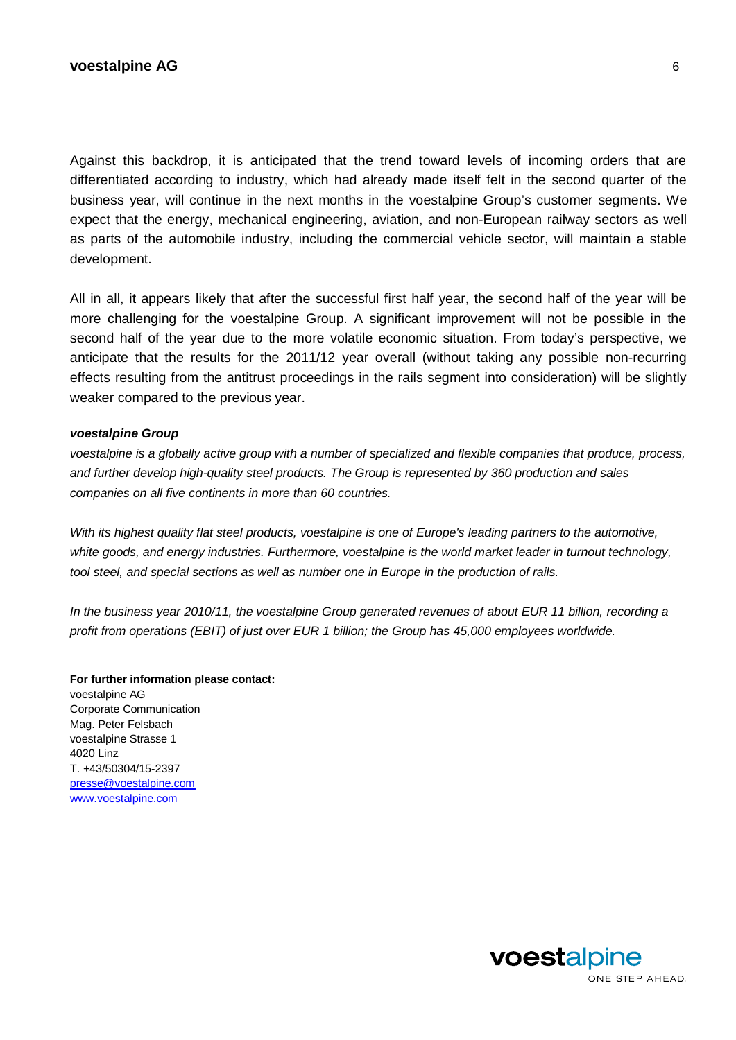Against this backdrop, it is anticipated that the trend toward levels of incoming orders that are differentiated according to industry, which had already made itself felt in the second quarter of the business year, will continue in the next months in the voestalpine Group's customer segments. We expect that the energy, mechanical engineering, aviation, and non-European railway sectors as well as parts of the automobile industry, including the commercial vehicle sector, will maintain a stable development.

All in all, it appears likely that after the successful first half year, the second half of the year will be more challenging for the voestalpine Group. A significant improvement will not be possible in the second half of the year due to the more volatile economic situation. From today's perspective, we anticipate that the results for the 2011/12 year overall (without taking any possible non-recurring effects resulting from the antitrust proceedings in the rails segment into consideration) will be slightly weaker compared to the previous year.

***voestalpine Group***

*voestalpine is a globally active group with a number of specialized and flexible companies that produce, process, and further develop high-quality steel products. The Group is represented by 360 production and sales companies on all five continents in more than 60 countries.*

*With its highest quality flat steel products, voestalpine is one of Europe's leading partners to the automotive, white goods, and energy industries. Furthermore, voestalpine is the world market leader in turnout technology, tool steel, and special sections as well as number one in Europe in the production of rails.*

*In the business year 2010/11, the voestalpine Group generated revenues of about EUR 11 billion, recording a profit from operations (EBIT) of just over EUR 1 billion; the Group has 45,000 employees worldwide.*

**For further information please contact:**
voestalpine AG
Corporate Communication
Mag. Peter Felsbach
voestalpine Strasse 1
4020 Linz
T. +43/50304/15-2397
presse@voestalpine.com
www.voestalpine.com

voestalpine
ONE STEP AHEAD.